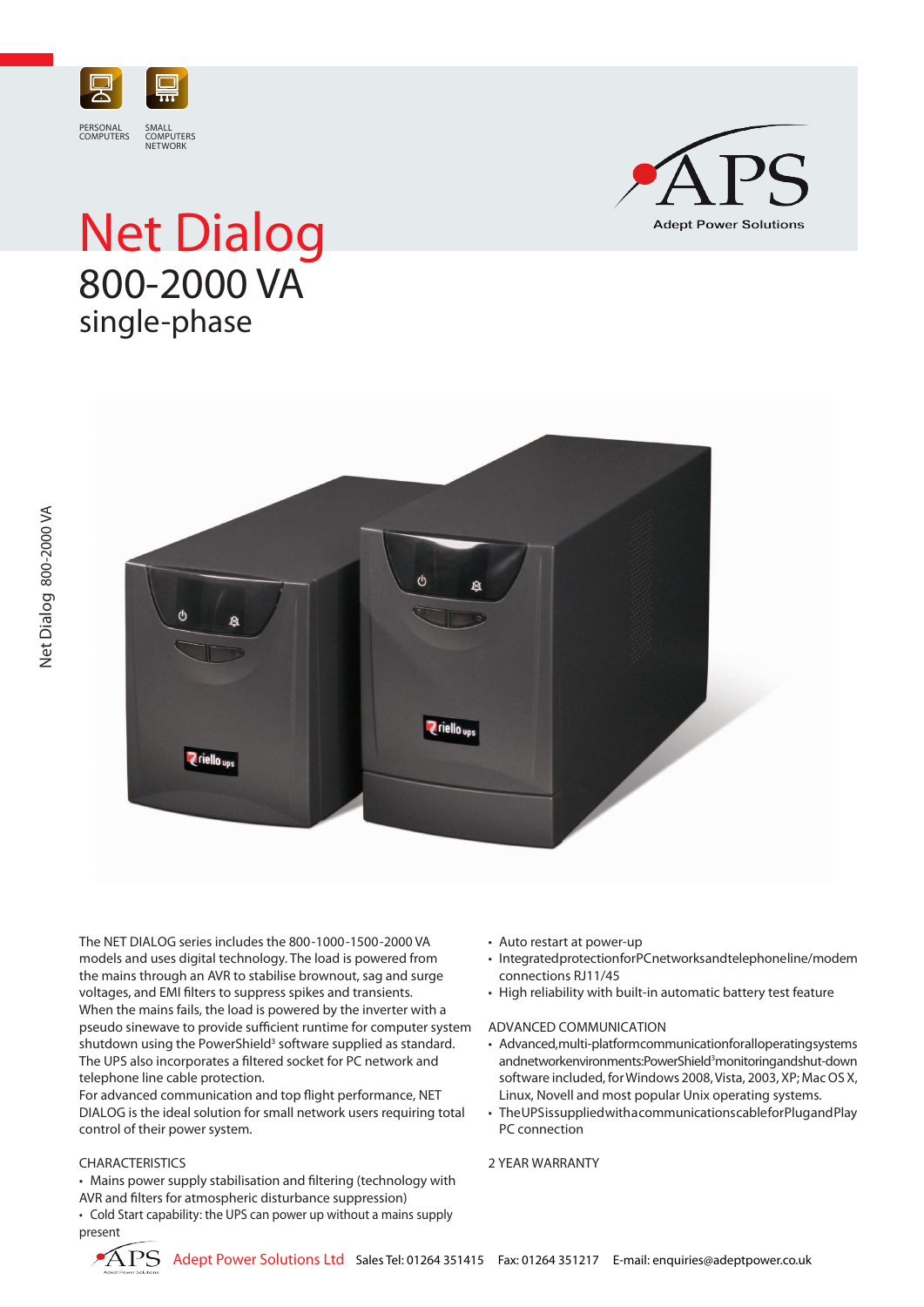PERSONAL COMPUTERS

SMALL COMPUTERS NETWORK

APS
Adept Power Solutions

# Net Dialog

## 800-2000 VA

### single-phase

The NET DIALOG series includes the 800-1000-1500-2000 VA models and uses digital technology. The load is powered from the mains through an AVR to stabilise brownout, sag and surge voltages, and EMI filters to suppress spikes and transients.
When the mains fails, the load is powered by the inverter with a pseudo sinewave to provide sufficient runtime for computer system shutdown using the PowerShield³ software supplied as standard.
The UPS also incorporates a filtered socket for PC network and telephone line cable protection.
For advanced communication and top flight performance, NET DIALOG is the ideal solution for small network users requiring total control of their power system.

CHARACTERISTICS

- Mains power supply stabilisation and filtering (technology with AVR and filters for atmospheric disturbance suppression)
- Cold Start capability: the UPS can power up without a mains supply present
- Auto restart at power-up
- Integrated protection for PC networks and telephone line/modem connections RJ11/45
- High reliability with built-in automatic battery test feature

ADVANCED COMMUNICATION

- Advanced, multi-platform communication for all operating systems and network environments: PowerShield³ monitoring and shut-down software included, for Windows 2008, Vista, 2003, XP; Mac OS X, Linux, Novell and most popular Unix operating systems.
- The UPS is supplied with a communications cable for Plug and Play PC connection

2 YEAR WARRANTY

Adept Power Solutions Ltd Sales Tel: 01264 351415 Fax: 01264 351217 E-mail: enquiries@adeptpower.co.uk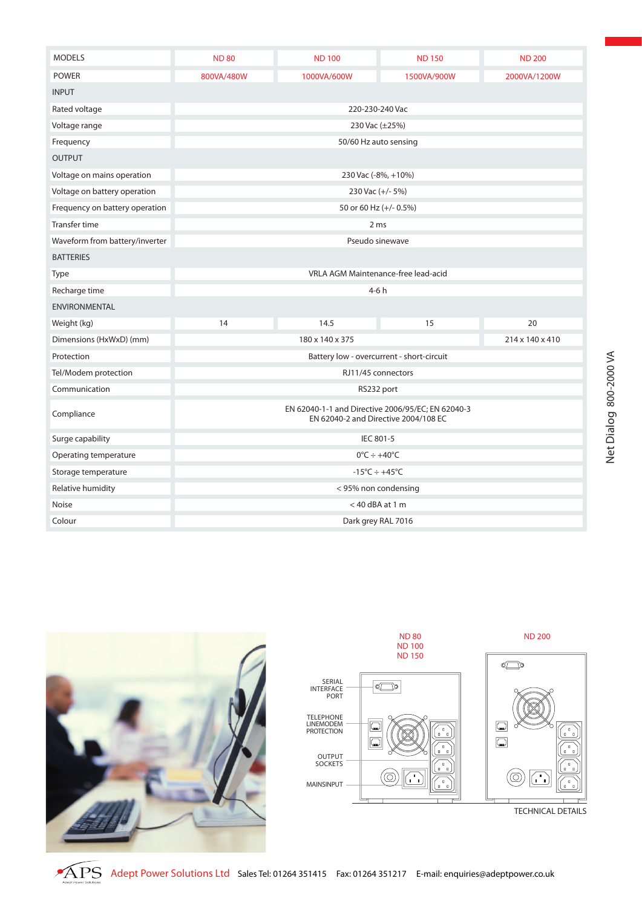| MODELS | ND 80 | ND 100 | ND 150 | ND 200 |
|---|---|---|---|---|
| POWER | 800VA/480W | 1000VA/600W | 1500VA/900W | 2000VA/1200W |
| INPUT | | | | |
| Rated voltage | 220-230-240 Vac | | | |
| Voltage range | 230 Vac (±25%) | | | |
| Frequency | 50/60 Hz auto sensing | | | |
| OUTPUT | | | | |
| Voltage on mains operation | 230 Vac (-8%, +10%) | | | |
| Voltage on battery operation | 230 Vac (+/- 5%) | | | |
| Frequency on battery operation | 50 or 60 Hz (+/- 0.5%) | | | |
| Transfer time | 2 ms | | | |
| Waveform from battery/inverter | Pseudo sinewave | | | |
| BATTERIES | | | | |
| Type | VRLA AGM Maintenance-free lead-acid | | | |
| Recharge time | 4-6 h | | | |
| ENVIRONMENTAL | | | | |
| Weight (kg) | 14 | 14.5 | 15 | 20 |
| Dimensions (HxWxD) (mm) | 180 x 140 x 375 | | | 214 x 140 x 410 |
| Protection | Battery low - overcurrent - short-circuit | | | |
| Tel/Modem protection | RJ11/45 connectors | | | |
| Communication | RS232 port | | | |
| Compliance | EN 62040-1-1 and Directive 2006/95/EC; EN 62040-3 EN 62040-2 and Directive 2004/108 EC | | | |
| Surge capability | IEC 801-5 | | | |
| Operating temperature | 0°C ÷ +40°C | | | |
| Storage temperature | -15°C ÷ +45°C | | | |
| Relative humidity | < 95% non condensing | | | |
| Noise | < 40 dBA at 1 m | | | |
| Colour | Dark grey RAL 7016 | | | |

ND 80
ND 100
ND 150

ND 200

SERIAL INTERFACE PORT

TELEPHONE LINEMODEM PROTECTION

OUTPUT SOCKETS

MAINSINPUT

TECHNICAL DETAILS

Adept Power Solutions Ltd   Sales Tel: 01264 351415   Fax: 01264 351217   E-mail: enquiries@adeptpower.co.uk